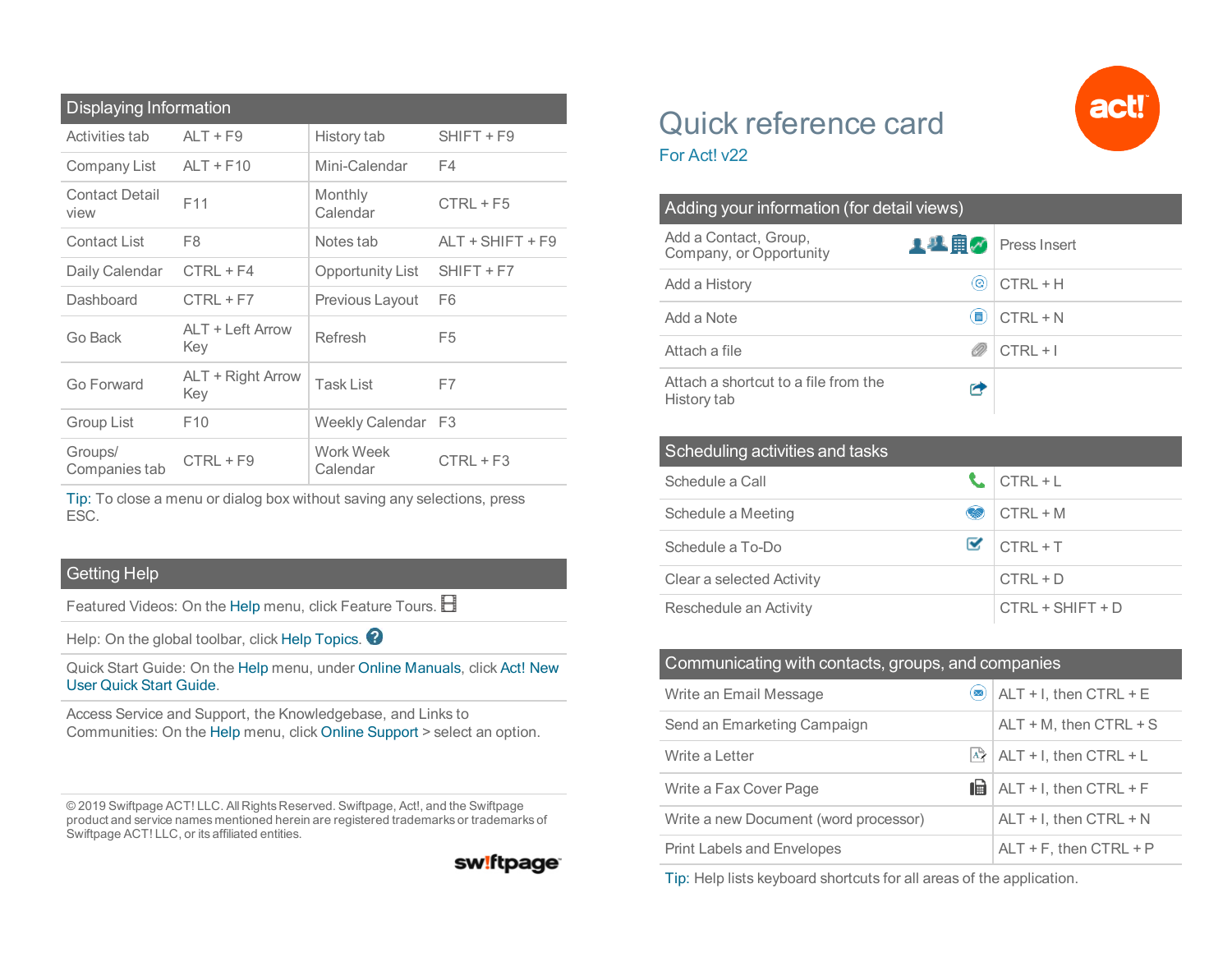# Quick reference card

For Act! v22

## Displaying Information

| | | | |
|---|---|---|---|
| Activities tab | ALT + F9 | History tab | SHIFT + F9 |
| Company List | ALT + F10 | Mini-Calendar | F4 |
| Contact Detail view | F11 | Monthly Calendar | CTRL + F5 |
| Contact List | F8 | Notes tab | ALT + SHIFT + F9 |
| Daily Calendar | CTRL + F4 | Opportunity List | SHIFT + F7 |
| Dashboard | CTRL + F7 | Previous Layout | F6 |
| Go Back | ALT + Left Arrow Key | Refresh | F5 |
| Go Forward | ALT + Right Arrow Key | Task List | F7 |
| Group List | F10 | Weekly Calendar | F3 |
| Groups/ Companies tab | CTRL + F9 | Work Week Calendar | CTRL + F3 |

Tip: To close a menu or dialog box without saving any selections, press ESC.

## Getting Help

Featured Videos: On the Help menu, click Feature Tours.

Help: On the global toolbar, click Help Topics.

Quick Start Guide: On the Help menu, under Online Manuals, click Act! New User Quick Start Guide.

Access Service and Support, the Knowledgebase, and Links to Communities: On the Help menu, click Online Support > select an option.

© 2019 Swiftpage ACT! LLC. All Rights Reserved. Swiftpage, Act!, and the Swiftpage product and service names mentioned herein are registered trademarks or trademarks of Swiftpage ACT! LLC, or its affiliated entities.

## Adding your information (for detail views)

| | |
|---|---|
| Add a Contact, Group, Company, or Opportunity | Press Insert |
| Add a History | CTRL + H |
| Add a Note | CTRL + N |
| Attach a file | CTRL + I |
| Attach a shortcut to a file from the History tab | |

## Scheduling activities and tasks

| | |
|---|---|
| Schedule a Call | CTRL + L |
| Schedule a Meeting | CTRL + M |
| Schedule a To-Do | CTRL + T |
| Clear a selected Activity | CTRL + D |
| Reschedule an Activity | CTRL + SHIFT + D |

## Communicating with contacts, groups, and companies

| | |
|---|---|
| Write an Email Message | ALT + I, then CTRL + E |
| Send an Emarketing Campaign | ALT + M, then CTRL + S |
| Write a Letter | ALT + I, then CTRL + L |
| Write a Fax Cover Page | ALT + I, then CTRL + F |
| Write a new Document (word processor) | ALT + I, then CTRL + N |
| Print Labels and Envelopes | ALT + F, then CTRL + P |

Tip: Help lists keyboard shortcuts for all areas of the application.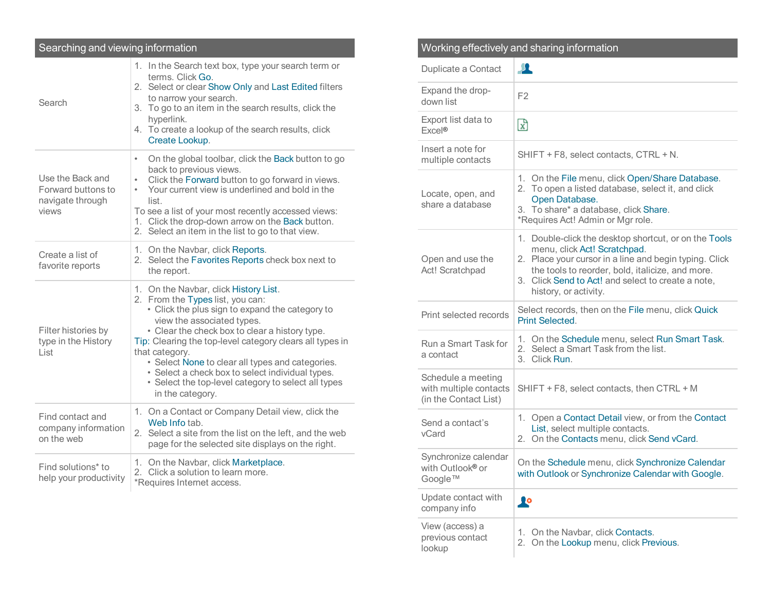## Searching and viewing information

| | |
|---|---|
| Search | 1. In the Search text box, type your search term or terms. Click Go.<br>2. Select or clear Show Only and Last Edited filters to narrow your search.<br>3. To go to an item in the search results, click the hyperlink.<br>4. To create a lookup of the search results, click Create Lookup. |
| Use the Back and Forward buttons to navigate through views | • On the global toolbar, click the Back button to go back to previous views.<br>• Click the Forward button to go forward in views.<br>• Your current view is underlined and bold in the list.<br>To see a list of your most recently accessed views:<br>1. Click the drop-down arrow on the Back button.<br>2. Select an item in the list to go to that view. |
| Create a list of favorite reports | 1. On the Navbar, click Reports.<br>2. Select the Favorites Reports check box next to the report. |
| Filter histories by type in the History List | 1. On the Navbar, click History List.<br>2. From the Types list, you can:<br>• Click the plus sign to expand the category to view the associated types.<br>• Clear the check box to clear a history type.<br>Tip: Clearing the top-level category clears all types in that category.<br>• Select None to clear all types and categories.<br>• Select a check box to select individual types.<br>• Select the top-level category to select all types in the category. |
| Find contact and company information on the web | 1. On a Contact or Company Detail view, click the Web Info tab.<br>2. Select a site from the list on the left, and the web page for the selected site displays on the right. |
| Find solutions* to help your productivity | 1. On the Navbar, click Marketplace.<br>2. Click a solution to learn more.<br>*Requires Internet access. |

## Working effectively and sharing information

| | |
|---|---|
| Duplicate a Contact | |
| Expand the drop-down list | F2 |
| Export list data to Excel® | |
| Insert a note for multiple contacts | SHIFT + F8, select contacts, CTRL + N. |
| Locate, open, and share a database | 1. On the File menu, click Open/Share Database.<br>2. To open a listed database, select it, and click Open Database.<br>3. To share* a database, click Share.<br>*Requires Act! Admin or Mgr role. |
| Open and use the Act! Scratchpad | 1. Double-click the desktop shortcut, or on the Tools menu, click Act! Scratchpad.<br>2. Place your cursor in a line and begin typing. Click the tools to reorder, bold, italicize, and more.<br>3. Click Send to Act! and select to create a note, history, or activity. |
| Print selected records | Select records, then on the File menu, click Quick Print Selected. |
| Run a Smart Task for a contact | 1. On the Schedule menu, select Run Smart Task.<br>2. Select a Smart Task from the list.<br>3. Click Run. |
| Schedule a meeting with multiple contacts (in the Contact List) | SHIFT + F8, select contacts, then CTRL + M |
| Send a contact's vCard | 1. Open a Contact Detail view, or from the Contact List, select multiple contacts.<br>2. On the Contacts menu, click Send vCard. |
| Synchronize calendar with Outlook® or Google™ | On the Schedule menu, click Synchronize Calendar with Outlook or Synchronize Calendar with Google. |
| Update contact with company info | |
| View (access) a previous contact lookup | 1. On the Navbar, click Contacts.<br>2. On the Lookup menu, click Previous. |